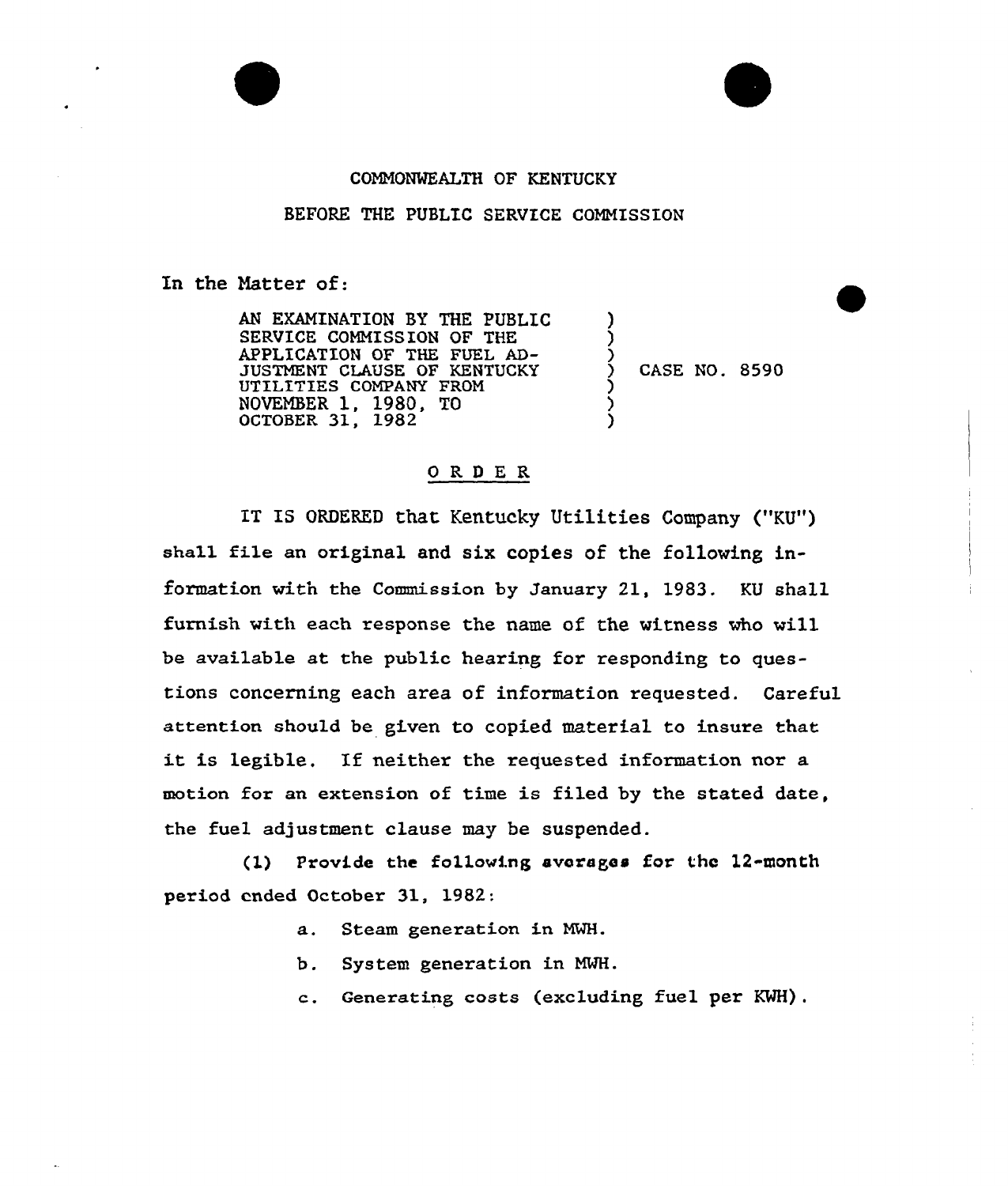COMMONWEALTH OF KENTUCKY

BEFORE THE PUBLIC SERVICE COMMISSION

In the Matter of:

| | | |
|---|---|---|
| AN EXAMINATION BY THE PUBLIC SERVICE COMMISSION OF THE APPLICATION OF THE FUEL ADJUSTMENT CLAUSE OF KENTUCKY UTILITIES COMPANY FROM NOVEMBER 1, 1980, TO OCTOBER 31, 1982 | ) | CASE NO. 8590 |

## O R D E R

IT IS ORDERED that Kentucky Utilities Company ("KU") shall file an original and six copies of the following information with the Commission by January 21, 1983. KU shall furnish with each response the name of the witness who will be available at the public hearing for responding to questions concerning each area of information requested. Careful attention should be given to copied material to insure that it is legible. If neither the requested information nor a motion for an extension of time is filed by the stated date, the fuel adjustment clause may be suspended.

(1) Provide the following averages for the 12-month period ended October 31, 1982:

a. Steam generation in MWH.

b. System generation in MWH.

c. Generating costs (excluding fuel per KWH).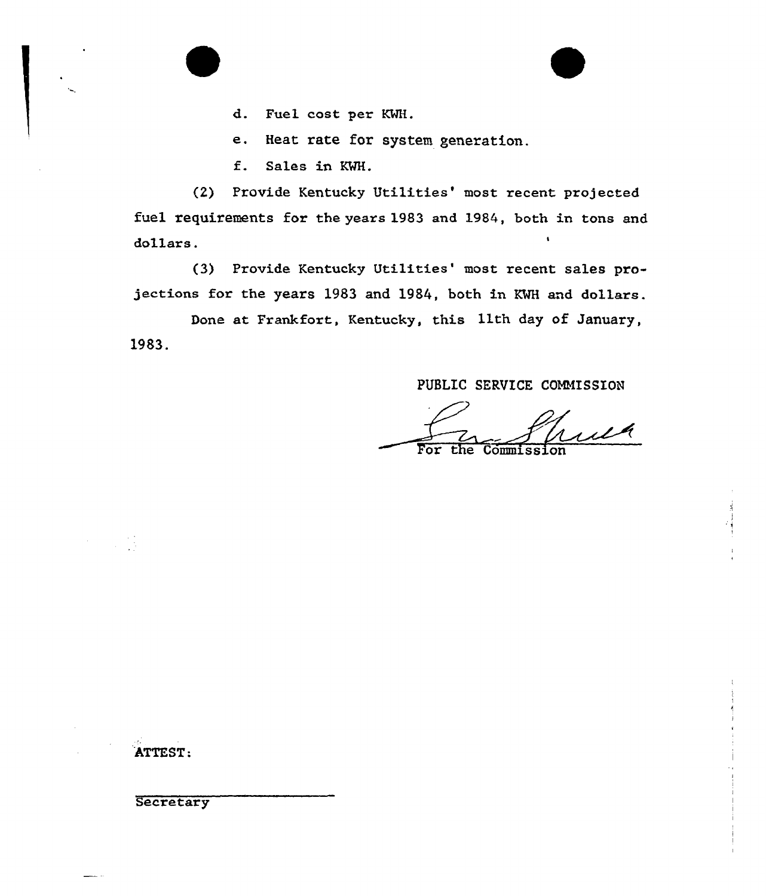d. Fuel cost per KWH.

e. Heat rate for system generation.

f. Sales in KWH.

(2) Provide Kentucky Utilities' most recent projected fuel requirements for the years 1983 and 1984, both in tons and dollars.

(3) Provide Kentucky Utilities' most recent sales projections for the years 1983 and 1984, both in KWH and dollars.

Done at Frankfort, Kentucky, this 11th day of January, 1983.

PUBLIC SERVICE COMMISSION

For the Commission

ATTEST:

Secretary